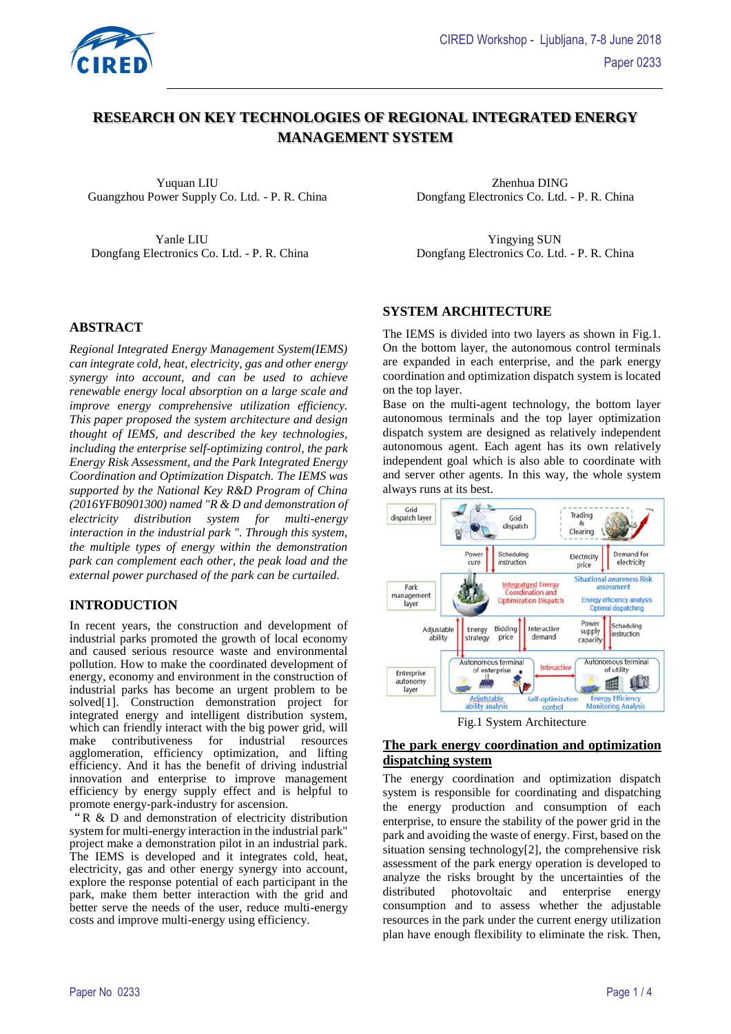# RESEARCH ON KEY TECHNOLOGIES OF REGIONAL INTEGRATED ENERGY MANAGEMENT SYSTEM

Yuquan LIU
Guangzhou Power Supply Co. Ltd. - P. R. China

Zhenhua DING
Dongfang Electronics Co. Ltd. - P. R. China

Yanle LIU
Dongfang Electronics Co. Ltd. - P. R. China

Yingying SUN
Dongfang Electronics Co. Ltd. - P. R. China

## ABSTRACT

*Regional Integrated Energy Management System(IEMS) can integrate cold, heat, electricity, gas and other energy synergy into account, and can be used to achieve renewable energy local absorption on a large scale and improve energy comprehensive utilization efficiency. This paper proposed the system architecture and design thought of IEMS, and described the key technologies, including the enterprise self-optimizing control, the park Energy Risk Assessment, and the Park Integrated Energy Coordination and Optimization Dispatch. The IEMS was supported by the National Key R&D Program of China (2016YFB0901300) named "R & D and demonstration of electricity distribution system for multi-energy interaction in the industrial park ". Through this system, the multiple types of energy within the demonstration park can complement each other, the peak load and the external power purchased of the park can be curtailed.*

## INTRODUCTION

In recent years, the construction and development of industrial parks promoted the growth of local economy and caused serious resource waste and environmental pollution. How to make the coordinated development of energy, economy and environment in the construction of industrial parks has become an urgent problem to be solved[1]. Construction demonstration project for integrated energy and intelligent distribution system, which can friendly interact with the big power grid, will make contributiveness for industrial resources agglomeration, efficiency optimization, and lifting efficiency. And it has the benefit of driving industrial innovation and enterprise to improve management efficiency by energy supply effect and is helpful to promote energy-park-industry for ascension.

“R & D and demonstration of electricity distribution system for multi-energy interaction in the industrial park" project make a demonstration pilot in an industrial park. The IEMS is developed and it integrates cold, heat, electricity, gas and other energy synergy into account, explore the response potential of each participant in the park, make them better interaction with the grid and better serve the needs of the user, reduce multi-energy costs and improve multi-energy using efficiency.

## SYSTEM ARCHITECTURE

The IEMS is divided into two layers as shown in Fig.1. On the bottom layer, the autonomous control terminals are expanded in each enterprise, and the park energy coordination and optimization dispatch system is located on the top layer.

Base on the multi-agent technology, the bottom layer autonomous terminals and the top layer optimization dispatch system are designed as relatively independent autonomous agent. Each agent has its own relatively independent goal which is also able to coordinate with and server other agents. In this way, the whole system always runs at its best.

Fig.1 System Architecture

### The park energy coordination and optimization dispatching system

The energy coordination and optimization dispatch system is responsible for coordinating and dispatching the energy production and consumption of each enterprise, to ensure the stability of the power grid in the park and avoiding the waste of energy. First, based on the situation sensing technology[2], the comprehensive risk assessment of the park energy operation is developed to analyze the risks brought by the uncertainties of the distributed photovoltaic and enterprise energy consumption and to assess whether the adjustable resources in the park under the current energy utilization plan have enough flexibility to eliminate the risk. Then,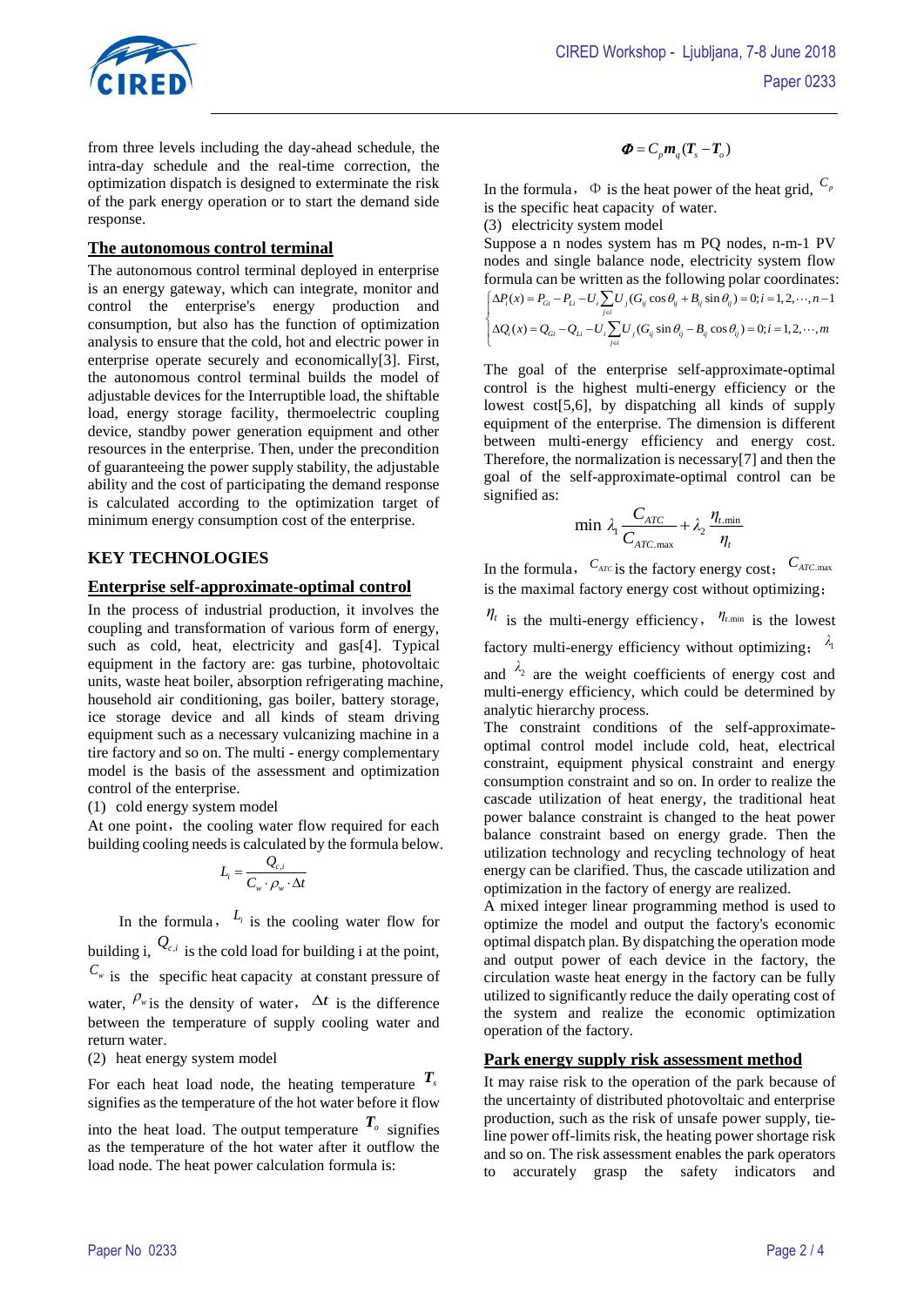from three levels including the day-ahead schedule, the intra-day schedule and the real-time correction, the optimization dispatch is designed to exterminate the risk of the park energy operation or to start the demand side response.

### The autonomous control terminal

The autonomous control terminal deployed in enterprise is an energy gateway, which can integrate, monitor and control the enterprise's energy production and consumption, but also has the function of optimization analysis to ensure that the cold, hot and electric power in enterprise operate securely and economically[3]. First, the autonomous control terminal builds the model of adjustable devices for the Interruptible load, the shiftable load, energy storage facility, thermoelectric coupling device, standby power generation equipment and other resources in the enterprise. Then, under the precondition of guaranteeing the power supply stability, the adjustable ability and the cost of participating the demand response is calculated according to the optimization target of minimum energy consumption cost of the enterprise.

## KEY TECHNOLOGIES

### Enterprise self-approximate-optimal control

In the process of industrial production, it involves the coupling and transformation of various form of energy, such as cold, heat, electricity and gas[4]. Typical equipment in the factory are: gas turbine, photovoltaic units, waste heat boiler, absorption refrigerating machine, household air conditioning, gas boiler, battery storage, ice storage device and all kinds of steam driving equipment such as a necessary vulcanizing machine in a tire factory and so on. The multi - energy complementary model is the basis of the assessment and optimization control of the enterprise.

(1) cold energy system model

At one point, the cooling water flow required for each building cooling needs is calculated by the formula below.

$$L_i = \frac{Q_{c,i}}{C_w \cdot \rho_w \cdot \Delta t}$$

In the formula, $L_i$ is the cooling water flow for building i, $Q_{c,i}$ is the cold load for building i at the point, $C_w$ is the specific heat capacity at constant pressure of water, $\rho_w$ is the density of water, $\Delta t$ is the difference between the temperature of supply cooling water and return water.

(2) heat energy system model

For each heat load node, the heating temperature $\boldsymbol{T}_s$ signifies as the temperature of the hot water before it flow into the heat load. The output temperature $\boldsymbol{T}_o$ signifies as the temperature of the hot water after it outflow the load node. The heat power calculation formula is:

$$\boldsymbol{\Phi} = C_p \boldsymbol{m}_q (\boldsymbol{T}_s - \boldsymbol{T}_o)$$

In the formula, $\Phi$ is the heat power of the heat grid, $C_p$ is the specific heat capacity of water.

(3) electricity system model

Suppose a n nodes system has m PQ nodes, n-m-1 PV nodes and single balance node, electricity system flow formula can be written as the following polar coordinates:

$$\begin{cases} \Delta P_i(x) = P_{Gi} - P_{Li} - U_i \sum_{j \in i} U_j (G_{ij}\cos\theta_{ij} + B_{ij}\sin\theta_{ij}) = 0; i = 1,2,\cdots,n-1 \\ \Delta Q_i(x) = Q_{Gi} - Q_{Li} - U_i \sum_{j \in i} U_j (G_{ij}\sin\theta_{ij} - B_{ij}\cos\theta_{ij}) = 0; i = 1,2,\cdots,m \end{cases}$$

The goal of the enterprise self-approximate-optimal control is the highest multi-energy efficiency or the lowest cost[5,6], by dispatching all kinds of supply equipment of the enterprise. The dimension is different between multi-energy efficiency and energy cost. Therefore, the normalization is necessary[7] and then the goal of the self-approximate-optimal control can be signified as:

$$\min \ \lambda_1 \frac{C_{ATC}}{C_{ATC.\max}} + \lambda_2 \frac{\eta_{t.\min}}{\eta_t}$$

In the formula, $C_{ATC}$ is the factory energy cost; $C_{ATC.\max}$ is the maximal factory energy cost without optimizing; $\eta_t$ is the multi-energy efficiency, $\eta_{t.\min}$ is the lowest factory multi-energy efficiency without optimizing; $\lambda_1$ and $\lambda_2$ are the weight coefficients of energy cost and multi-energy efficiency, which could be determined by analytic hierarchy process.

The constraint conditions of the self-approximate-optimal control model include cold, heat, electrical constraint, equipment physical constraint and energy consumption constraint and so on. In order to realize the cascade utilization of heat energy, the traditional heat power balance constraint is changed to the heat power balance constraint based on energy grade. Then the utilization technology and recycling technology of heat energy can be clarified. Thus, the cascade utilization and optimization in the factory of energy are realized.

A mixed integer linear programming method is used to optimize the model and output the factory's economic optimal dispatch plan. By dispatching the operation mode and output power of each device in the factory, the circulation waste heat energy in the factory can be fully utilized to significantly reduce the daily operating cost of the system and realize the economic optimization operation of the factory.

### Park energy supply risk assessment method

It may raise risk to the operation of the park because of the uncertainty of distributed photovoltaic and enterprise production, such as the risk of unsafe power supply, tie-line power off-limits risk, the heating power shortage risk and so on. The risk assessment enables the park operators to accurately grasp the safety indicators and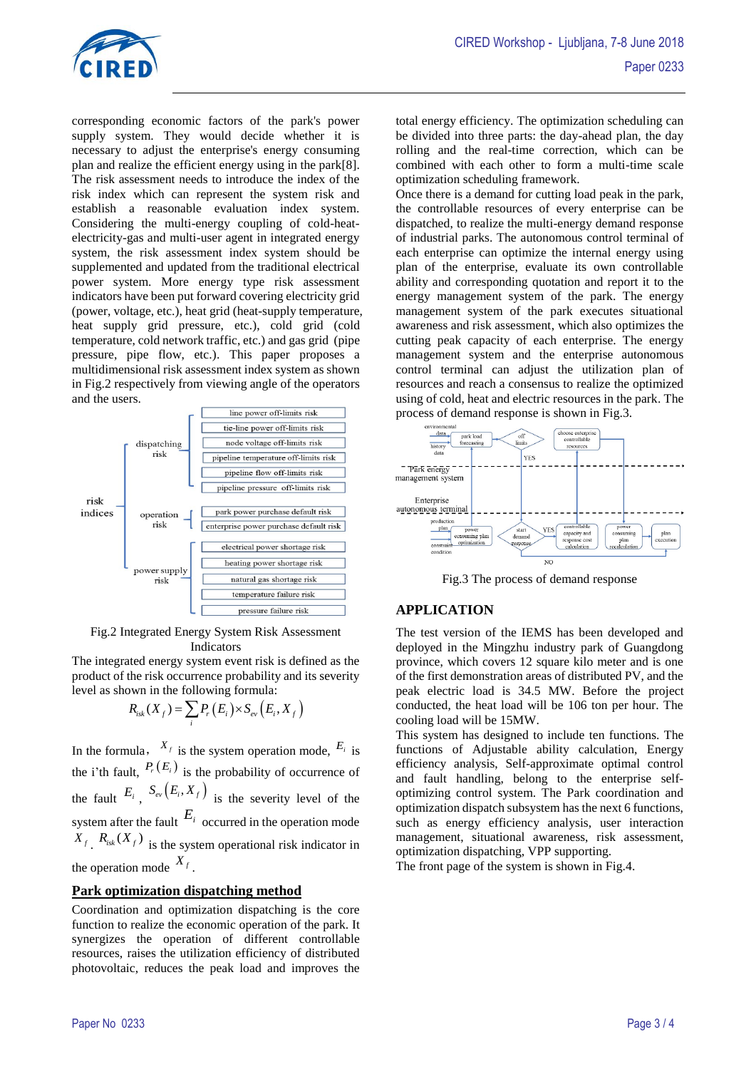corresponding economic factors of the park's power supply system. They would decide whether it is necessary to adjust the enterprise's energy consuming plan and realize the efficient energy using in the park[8]. The risk assessment needs to introduce the index of the risk index which can represent the system risk and establish a reasonable evaluation index system. Considering the multi-energy coupling of cold-heat-electricity-gas and multi-user agent in integrated energy system, the risk assessment index system should be supplemented and updated from the traditional electrical power system. More energy type risk assessment indicators have been put forward covering electricity grid (power, voltage, etc.), heat grid (heat-supply temperature, heat supply grid pressure, etc.), cold grid (cold temperature, cold network traffic, etc.) and gas grid (pipe pressure, pipe flow, etc.). This paper proposes a multidimensional risk assessment index system as shown in Fig.2 respectively from viewing angle of the operators and the users.

- risk indices
  - dispatching risk
    - line power off-limits risk
    - tie-line power off-limits risk
    - node voltage off-limits risk
    - pipeline temperature off-limits risk
    - pipeline flow off-limits risk
    - pipeline pressure off-limits risk
  - operation risk
    - park power purchase default risk
    - enterprise power purchase default risk
  - power supply risk
    - electrical power shortage risk
    - heating power shortage risk
    - natural gas shortage risk
    - temperature failure risk
    - pressure failure risk

Fig.2 Integrated Energy System Risk Assessment Indicators

The integrated energy system event risk is defined as the product of the risk occurrence probability and its severity level as shown in the following formula:

$$R_{isk}(X_f) = \sum_i P_r(E_i) \times S_{ev}(E_i, X_f)$$

In the formula, $X_f$ is the system operation mode, $E_i$ is the i'th fault, $P_r(E_i)$ is the probability of occurrence of the fault $E_i$, $S_{ev}(E_i, X_f)$ is the severity level of the system after the fault $E_i$ occurred in the operation mode $X_f$. $R_{isk}(X_f)$ is the system operational risk indicator in the operation mode $X_f$.

## Park optimization dispatching method

Coordination and optimization dispatching is the core function to realize the economic operation of the park. It synergizes the operation of different controllable resources, raises the utilization efficiency of distributed photovoltaic, reduces the peak load and improves the total energy efficiency. The optimization scheduling can be divided into three parts: the day-ahead plan, the day rolling and the real-time correction, which can be combined with each other to form a multi-time scale optimization scheduling framework.

Once there is a demand for cutting load peak in the park, the controllable resources of every enterprise can be dispatched, to realize the multi-energy demand response of industrial parks. The autonomous control terminal of each enterprise can optimize the internal energy using plan of the enterprise, evaluate its own controllable ability and corresponding quotation and report it to the energy management system of the park. The energy management system of the park executes situational awareness and risk assessment, which also optimizes the cutting peak capacity of each enterprise. The energy management system and the enterprise autonomous control terminal can adjust the utilization plan of resources and reach a consensus to realize the optimized using of cold, heat and electric resources in the park. The process of demand response is shown in Fig.3.

Fig.3 The process of demand response

## APPLICATION

The test version of the IEMS has been developed and deployed in the Mingzhu industry park of Guangdong province, which covers 12 square kilo meter and is one of the first demonstration areas of distributed PV, and the peak electric load is 34.5 MW. Before the project conducted, the heat load will be 106 ton per hour. The cooling load will be 15MW.

This system has designed to include ten functions. The functions of Adjustable ability calculation, Energy efficiency analysis, Self-approximate optimal control and fault handling, belong to the enterprise self-optimizing control system. The Park coordination and optimization dispatch subsystem has the next 6 functions, such as energy efficiency analysis, user interaction management, situational awareness, risk assessment, optimization dispatching, VPP supporting.

The front page of the system is shown in Fig.4.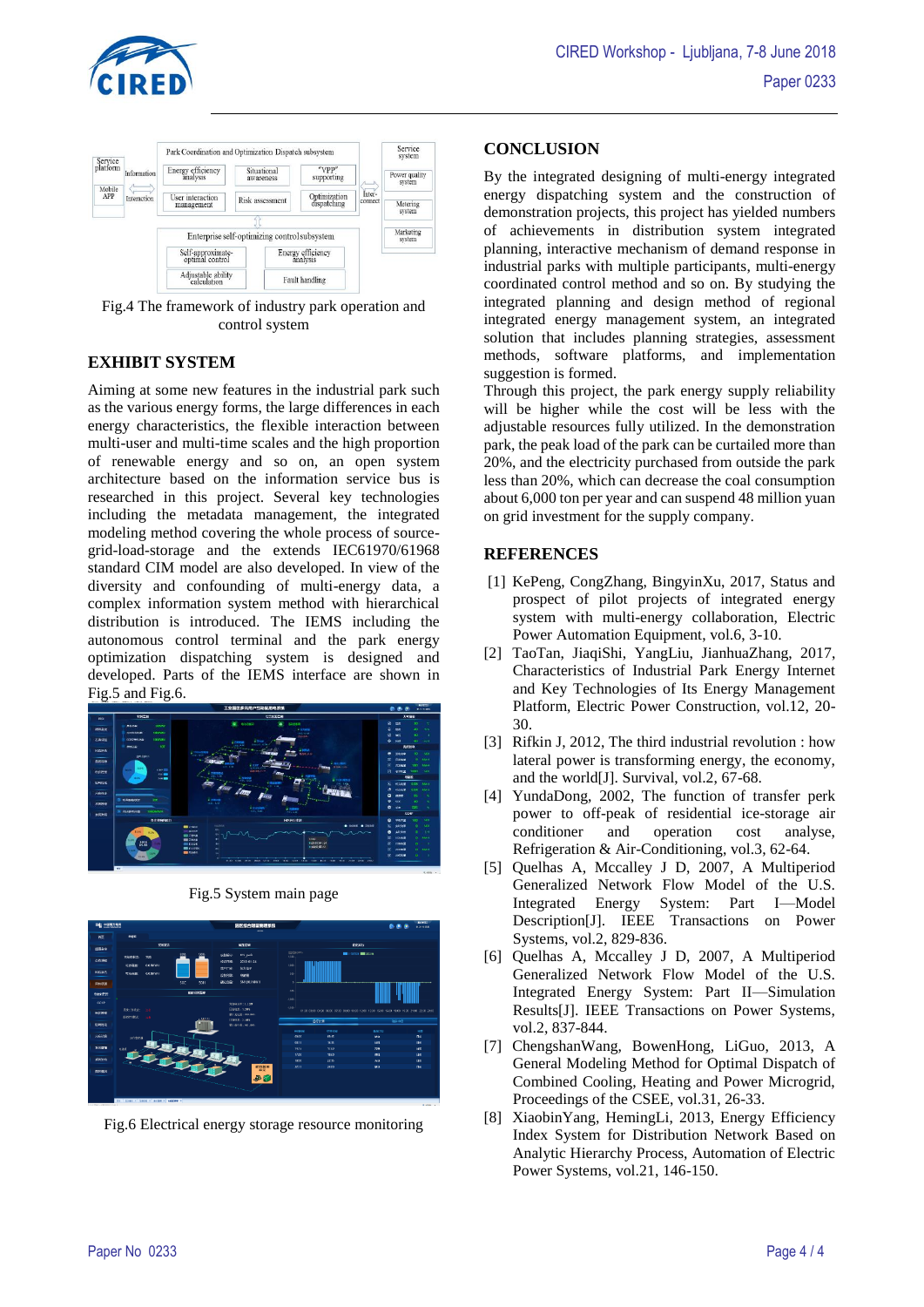Fig.4 The framework of industry park operation and control system

## EXHIBIT SYSTEM

Aiming at some new features in the industrial park such as the various energy forms, the large differences in each energy characteristics, the flexible interaction between multi-user and multi-time scales and the high proportion of renewable energy and so on, an open system architecture based on the information service bus is researched in this project. Several key technologies including the metadata management, the integrated modeling method covering the whole process of source-grid-load-storage and the extends IEC61970/61968 standard CIM model are also developed. In view of the diversity and confounding of multi-energy data, a complex information system method with hierarchical distribution is introduced. The IEMS including the autonomous control terminal and the park energy optimization dispatching system is designed and developed. Parts of the IEMS interface are shown in Fig.5 and Fig.6.

Fig.5 System main page

Fig.6 Electrical energy storage resource monitoring

## CONCLUSION

By the integrated designing of multi-energy integrated energy dispatching system and the construction of demonstration projects, this project has yielded numbers of achievements in distribution system integrated planning, interactive mechanism of demand response in industrial parks with multiple participants, multi-energy coordinated control method and so on. By studying the integrated planning and design method of regional integrated energy management system, an integrated solution that includes planning strategies, assessment methods, software platforms, and implementation suggestion is formed.

Through this project, the park energy supply reliability will be higher while the cost will be less with the adjustable resources fully utilized. In the demonstration park, the peak load of the park can be curtailed more than 20%, and the electricity purchased from outside the park less than 20%, which can decrease the coal consumption about 6,000 ton per year and can suspend 48 million yuan on grid investment for the supply company.

## REFERENCES

[1] KePeng, CongZhang, BingyinXu, 2017, Status and prospect of pilot projects of integrated energy system with multi-energy collaboration, Electric Power Automation Equipment, vol.6, 3-10.

[2] TaoTan, JiaqiShi, YangLiu, JianhuaZhang, 2017, Characteristics of Industrial Park Energy Internet and Key Technologies of Its Energy Management Platform, Electric Power Construction, vol.12, 20-30.

[3] Rifkin J, 2012, The third industrial revolution : how lateral power is transforming energy, the economy, and the world[J]. Survival, vol.2, 67-68.

[4] YundaDong, 2002, The function of transfer perk power to off-peak of residential ice-storage air conditioner and operation cost analyse, Refrigeration & Air-Conditioning, vol.3, 62-64.

[5] Quelhas A, Mccalley J D, 2007, A Multiperiod Generalized Network Flow Model of the U.S. Integrated Energy System: Part I—Model Description[J]. IEEE Transactions on Power Systems, vol.2, 829-836.

[6] Quelhas A, Mccalley J D, 2007, A Multiperiod Generalized Network Flow Model of the U.S. Integrated Energy System: Part II—Simulation Results[J]. IEEE Transactions on Power Systems, vol.2, 837-844.

[7] ChengshanWang, BowenHong, LiGuo, 2013, A General Modeling Method for Optimal Dispatch of Combined Cooling, Heating and Power Microgrid, Proceedings of the CSEE, vol.31, 26-33.

[8] XiaobinYang, HemingLi, 2013, Energy Efficiency Index System for Distribution Network Based on Analytic Hierarchy Process, Automation of Electric Power Systems, vol.21, 146-150.